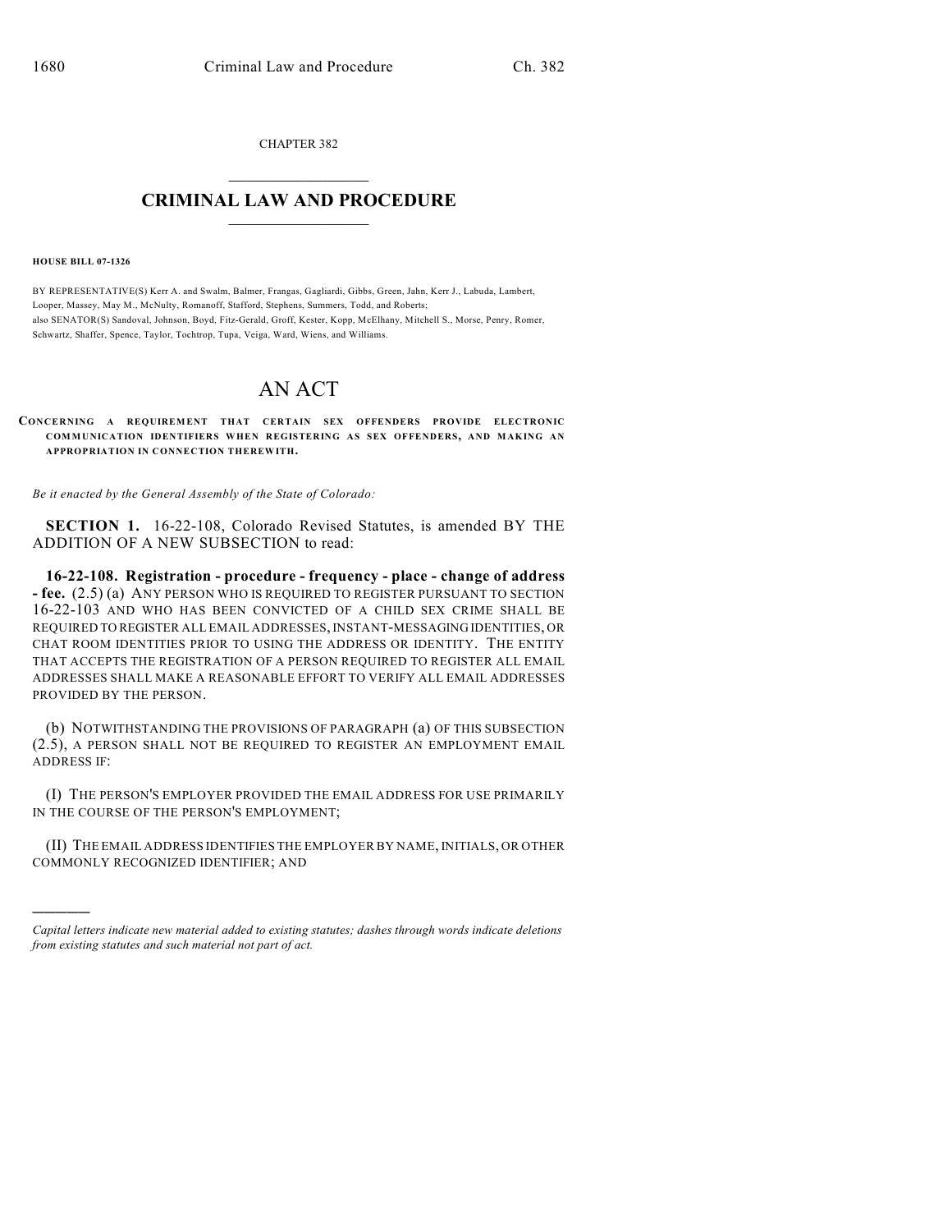CHAPTER 382

# CRIMINAL LAW AND PROCEDURE

**HOUSE BILL 07-1326**

BY REPRESENTATIVE(S) Kerr A. and Swalm, Balmer, Frangas, Gagliardi, Gibbs, Green, Jahn, Kerr J., Labuda, Lambert, Looper, Massey, May M., McNulty, Romanoff, Stafford, Stephens, Summers, Todd, and Roberts;
also SENATOR(S) Sandoval, Johnson, Boyd, Fitz-Gerald, Groff, Kester, Kopp, McElhany, Mitchell S., Morse, Penry, Romer, Schwartz, Shaffer, Spence, Taylor, Tochtrop, Tupa, Veiga, Ward, Wiens, and Williams.

# AN ACT

**CONCERNING A REQUIREMENT THAT CERTAIN SEX OFFENDERS PROVIDE ELECTRONIC COMMUNICATION IDENTIFIERS WHEN REGISTERING AS SEX OFFENDERS, AND MAKING AN APPROPRIATION IN CONNECTION THEREWITH.**

*Be it enacted by the General Assembly of the State of Colorado:*

**SECTION 1.** 16-22-108, Colorado Revised Statutes, is amended BY THE ADDITION OF A NEW SUBSECTION to read:

**16-22-108. Registration - procedure - frequency - place - change of address - fee.** (2.5) (a) ANY PERSON WHO IS REQUIRED TO REGISTER PURSUANT TO SECTION 16-22-103 AND WHO HAS BEEN CONVICTED OF A CHILD SEX CRIME SHALL BE REQUIRED TO REGISTER ALL EMAIL ADDRESSES, INSTANT-MESSAGING IDENTITIES, OR CHAT ROOM IDENTITIES PRIOR TO USING THE ADDRESS OR IDENTITY. THE ENTITY THAT ACCEPTS THE REGISTRATION OF A PERSON REQUIRED TO REGISTER ALL EMAIL ADDRESSES SHALL MAKE A REASONABLE EFFORT TO VERIFY ALL EMAIL ADDRESSES PROVIDED BY THE PERSON.

(b) NOTWITHSTANDING THE PROVISIONS OF PARAGRAPH (a) OF THIS SUBSECTION (2.5), A PERSON SHALL NOT BE REQUIRED TO REGISTER AN EMPLOYMENT EMAIL ADDRESS IF:

(I) THE PERSON'S EMPLOYER PROVIDED THE EMAIL ADDRESS FOR USE PRIMARILY IN THE COURSE OF THE PERSON'S EMPLOYMENT;

(II) THE EMAIL ADDRESS IDENTIFIES THE EMPLOYER BY NAME, INITIALS, OR OTHER COMMONLY RECOGNIZED IDENTIFIER; AND

---

*Capital letters indicate new material added to existing statutes; dashes through words indicate deletions from existing statutes and such material not part of act.*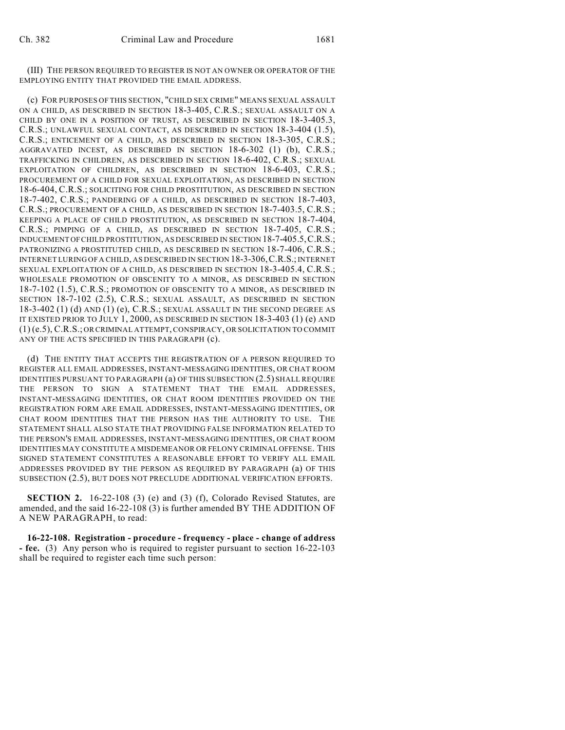(III) THE PERSON REQUIRED TO REGISTER IS NOT AN OWNER OR OPERATOR OF THE EMPLOYING ENTITY THAT PROVIDED THE EMAIL ADDRESS.

(c) FOR PURPOSES OF THIS SECTION, "CHILD SEX CRIME" MEANS SEXUAL ASSAULT ON A CHILD, AS DESCRIBED IN SECTION 18-3-405, C.R.S.; SEXUAL ASSAULT ON A CHILD BY ONE IN A POSITION OF TRUST, AS DESCRIBED IN SECTION 18-3-405.3, C.R.S.; UNLAWFUL SEXUAL CONTACT, AS DESCRIBED IN SECTION 18-3-404 (1.5), C.R.S.; ENTICEMENT OF A CHILD, AS DESCRIBED IN SECTION 18-3-305, C.R.S.; AGGRAVATED INCEST, AS DESCRIBED IN SECTION 18-6-302 (1) (b), C.R.S.; TRAFFICKING IN CHILDREN, AS DESCRIBED IN SECTION 18-6-402, C.R.S.; SEXUAL EXPLOITATION OF CHILDREN, AS DESCRIBED IN SECTION 18-6-403, C.R.S.; PROCUREMENT OF A CHILD FOR SEXUAL EXPLOITATION, AS DESCRIBED IN SECTION 18-6-404, C.R.S.; SOLICITING FOR CHILD PROSTITUTION, AS DESCRIBED IN SECTION 18-7-402, C.R.S.; PANDERING OF A CHILD, AS DESCRIBED IN SECTION 18-7-403, C.R.S.; PROCUREMENT OF A CHILD, AS DESCRIBED IN SECTION 18-7-403.5, C.R.S.; KEEPING A PLACE OF CHILD PROSTITUTION, AS DESCRIBED IN SECTION 18-7-404, C.R.S.; PIMPING OF A CHILD, AS DESCRIBED IN SECTION 18-7-405, C.R.S.; INDUCEMENT OF CHILD PROSTITUTION, AS DESCRIBED IN SECTION 18-7-405.5, C.R.S.; PATRONIZING A PROSTITUTED CHILD, AS DESCRIBED IN SECTION 18-7-406, C.R.S.; INTERNET LURING OF A CHILD, AS DESCRIBED IN SECTION 18-3-306, C.R.S.; INTERNET SEXUAL EXPLOITATION OF A CHILD, AS DESCRIBED IN SECTION 18-3-405.4, C.R.S.; WHOLESALE PROMOTION OF OBSCENITY TO A MINOR, AS DESCRIBED IN SECTION 18-7-102 (1.5), C.R.S.; PROMOTION OF OBSCENITY TO A MINOR, AS DESCRIBED IN SECTION 18-7-102 (2.5), C.R.S.; SEXUAL ASSAULT, AS DESCRIBED IN SECTION 18-3-402 (1) (d) AND (1) (e), C.R.S.; SEXUAL ASSAULT IN THE SECOND DEGREE AS IT EXISTED PRIOR TO JULY 1, 2000, AS DESCRIBED IN SECTION 18-3-403 (1) (e) AND (1) (e.5), C.R.S.; OR CRIMINAL ATTEMPT, CONSPIRACY, OR SOLICITATION TO COMMIT ANY OF THE ACTS SPECIFIED IN THIS PARAGRAPH (c).

(d) THE ENTITY THAT ACCEPTS THE REGISTRATION OF A PERSON REQUIRED TO REGISTER ALL EMAIL ADDRESSES, INSTANT-MESSAGING IDENTITIES, OR CHAT ROOM IDENTITIES PURSUANT TO PARAGRAPH (a) OF THIS SUBSECTION (2.5) SHALL REQUIRE THE PERSON TO SIGN A STATEMENT THAT THE EMAIL ADDRESSES, INSTANT-MESSAGING IDENTITIES, OR CHAT ROOM IDENTITIES PROVIDED ON THE REGISTRATION FORM ARE EMAIL ADDRESSES, INSTANT-MESSAGING IDENTITIES, OR CHAT ROOM IDENTITIES THAT THE PERSON HAS THE AUTHORITY TO USE. THE STATEMENT SHALL ALSO STATE THAT PROVIDING FALSE INFORMATION RELATED TO THE PERSON'S EMAIL ADDRESSES, INSTANT-MESSAGING IDENTITIES, OR CHAT ROOM IDENTITIES MAY CONSTITUTE A MISDEMEANOR OR FELONY CRIMINAL OFFENSE. THIS SIGNED STATEMENT CONSTITUTES A REASONABLE EFFORT TO VERIFY ALL EMAIL ADDRESSES PROVIDED BY THE PERSON AS REQUIRED BY PARAGRAPH (a) OF THIS SUBSECTION (2.5), BUT DOES NOT PRECLUDE ADDITIONAL VERIFICATION EFFORTS.

**SECTION 2.** 16-22-108 (3) (e) and (3) (f), Colorado Revised Statutes, are amended, and the said 16-22-108 (3) is further amended BY THE ADDITION OF A NEW PARAGRAPH, to read:

**16-22-108. Registration - procedure - frequency - place - change of address - fee.** (3) Any person who is required to register pursuant to section 16-22-103 shall be required to register each time such person: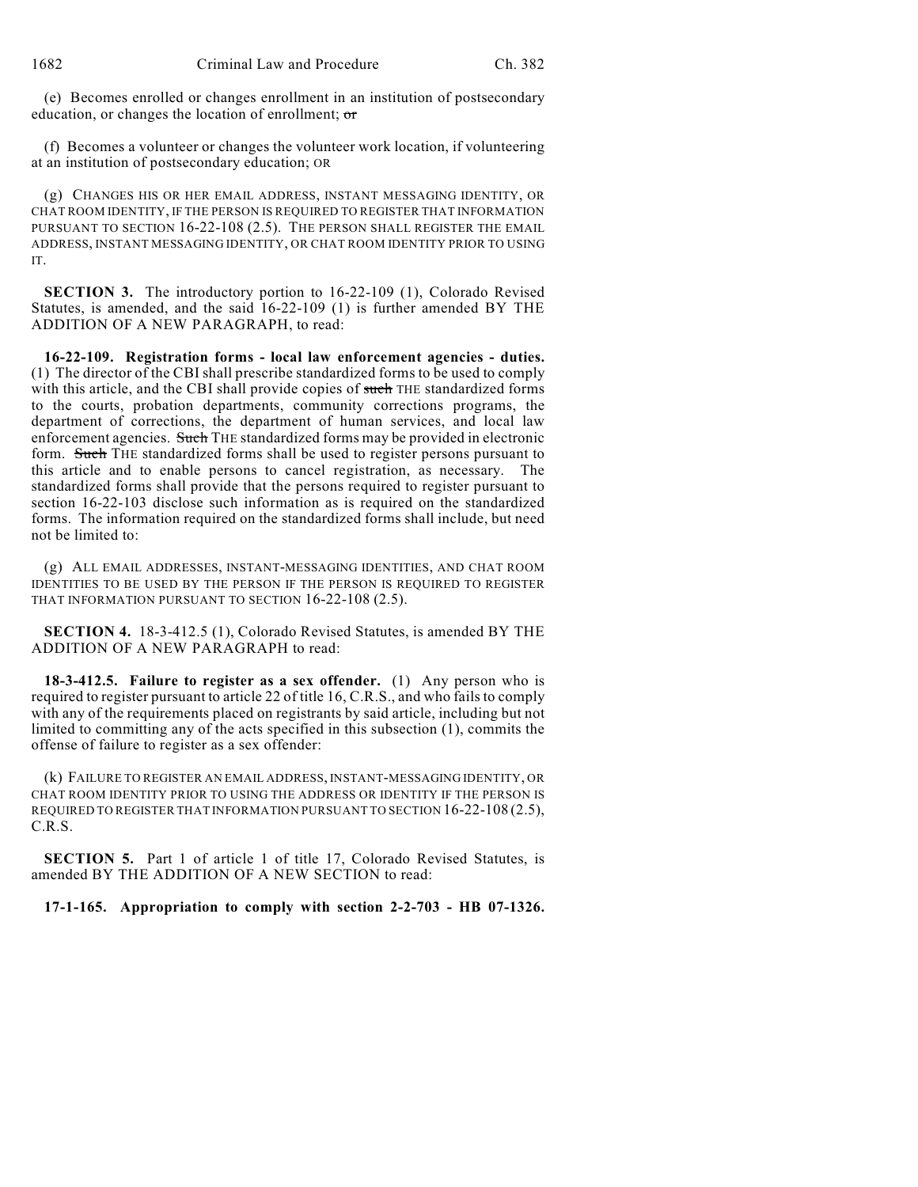(e) Becomes enrolled or changes enrollment in an institution of postsecondary education, or changes the location of enrollment; ~~or~~

(f) Becomes a volunteer or changes the volunteer work location, if volunteering at an institution of postsecondary education; OR

(g) CHANGES HIS OR HER EMAIL ADDRESS, INSTANT MESSAGING IDENTITY, OR CHAT ROOM IDENTITY, IF THE PERSON IS REQUIRED TO REGISTER THAT INFORMATION PURSUANT TO SECTION 16-22-108 (2.5). THE PERSON SHALL REGISTER THE EMAIL ADDRESS, INSTANT MESSAGING IDENTITY, OR CHAT ROOM IDENTITY PRIOR TO USING IT.

**SECTION 3.** The introductory portion to 16-22-109 (1), Colorado Revised Statutes, is amended, and the said 16-22-109 (1) is further amended BY THE ADDITION OF A NEW PARAGRAPH, to read:

**16-22-109. Registration forms - local law enforcement agencies - duties.** (1) The director of the CBI shall prescribe standardized forms to be used to comply with this article, and the CBI shall provide copies of ~~such~~ THE standardized forms to the courts, probation departments, community corrections programs, the department of corrections, the department of human services, and local law enforcement agencies. ~~Such~~ THE standardized forms may be provided in electronic form. ~~Such~~ THE standardized forms shall be used to register persons pursuant to this article and to enable persons to cancel registration, as necessary. The standardized forms shall provide that the persons required to register pursuant to section 16-22-103 disclose such information as is required on the standardized forms. The information required on the standardized forms shall include, but need not be limited to:

(g) ALL EMAIL ADDRESSES, INSTANT-MESSAGING IDENTITIES, AND CHAT ROOM IDENTITIES TO BE USED BY THE PERSON IF THE PERSON IS REQUIRED TO REGISTER THAT INFORMATION PURSUANT TO SECTION 16-22-108 (2.5).

**SECTION 4.** 18-3-412.5 (1), Colorado Revised Statutes, is amended BY THE ADDITION OF A NEW PARAGRAPH to read:

**18-3-412.5. Failure to register as a sex offender.** (1) Any person who is required to register pursuant to article 22 of title 16, C.R.S., and who fails to comply with any of the requirements placed on registrants by said article, including but not limited to committing any of the acts specified in this subsection (1), commits the offense of failure to register as a sex offender:

(k) FAILURE TO REGISTER AN EMAIL ADDRESS, INSTANT-MESSAGING IDENTITY, OR CHAT ROOM IDENTITY PRIOR TO USING THE ADDRESS OR IDENTITY IF THE PERSON IS REQUIRED TO REGISTER THAT INFORMATION PURSUANT TO SECTION 16-22-108 (2.5), C.R.S.

**SECTION 5.** Part 1 of article 1 of title 17, Colorado Revised Statutes, is amended BY THE ADDITION OF A NEW SECTION to read:

**17-1-165. Appropriation to comply with section 2-2-703 - HB 07-1326.**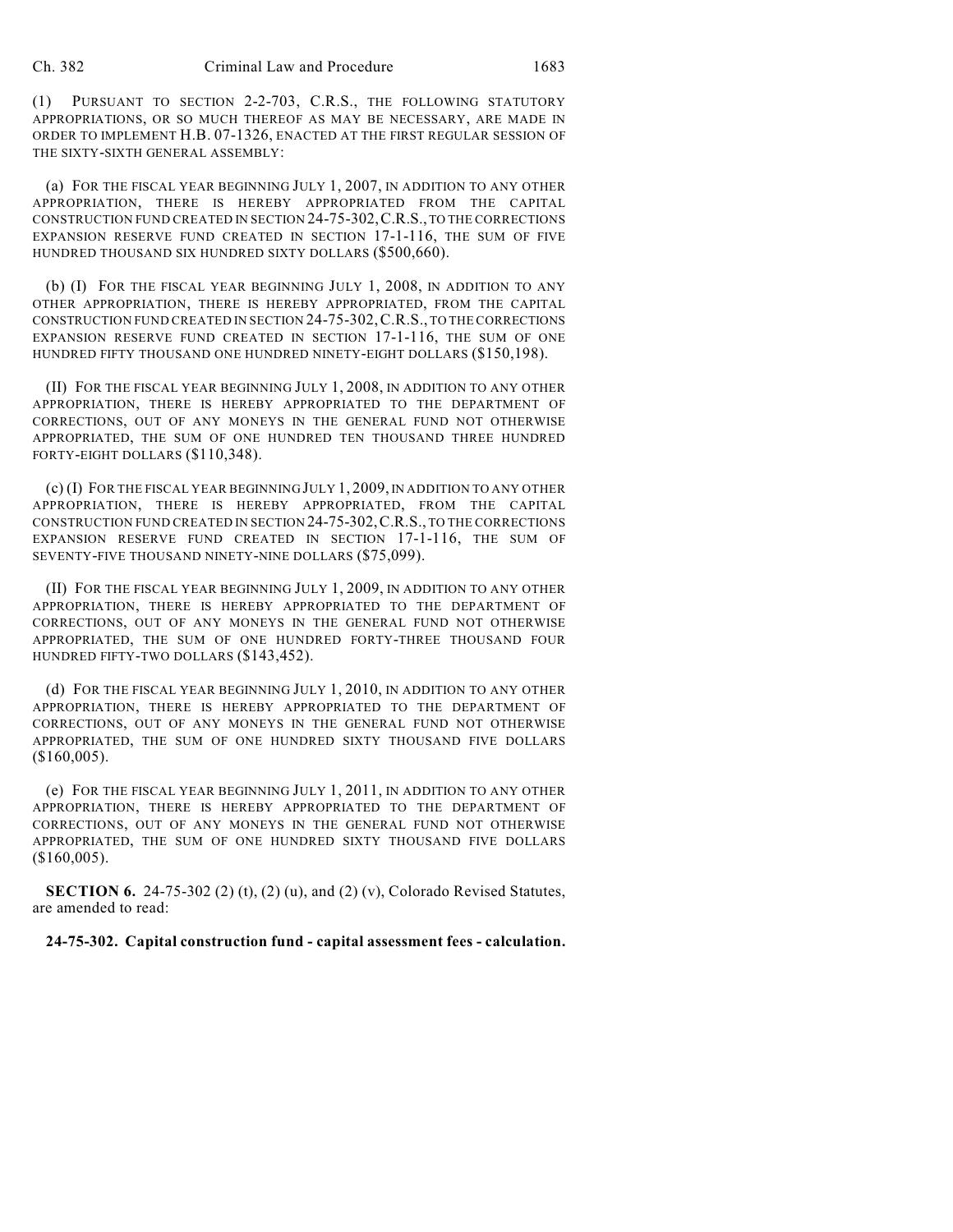(1) PURSUANT TO SECTION 2-2-703, C.R.S., THE FOLLOWING STATUTORY APPROPRIATIONS, OR SO MUCH THEREOF AS MAY BE NECESSARY, ARE MADE IN ORDER TO IMPLEMENT H.B. 07-1326, ENACTED AT THE FIRST REGULAR SESSION OF THE SIXTY-SIXTH GENERAL ASSEMBLY:

(a) FOR THE FISCAL YEAR BEGINNING JULY 1, 2007, IN ADDITION TO ANY OTHER APPROPRIATION, THERE IS HEREBY APPROPRIATED FROM THE CAPITAL CONSTRUCTION FUND CREATED IN SECTION 24-75-302, C.R.S., TO THE CORRECTIONS EXPANSION RESERVE FUND CREATED IN SECTION 17-1-116, THE SUM OF FIVE HUNDRED THOUSAND SIX HUNDRED SIXTY DOLLARS ($500,660).

(b) (I) FOR THE FISCAL YEAR BEGINNING JULY 1, 2008, IN ADDITION TO ANY OTHER APPROPRIATION, THERE IS HEREBY APPROPRIATED, FROM THE CAPITAL CONSTRUCTION FUND CREATED IN SECTION 24-75-302, C.R.S., TO THE CORRECTIONS EXPANSION RESERVE FUND CREATED IN SECTION 17-1-116, THE SUM OF ONE HUNDRED FIFTY THOUSAND ONE HUNDRED NINETY-EIGHT DOLLARS ($150,198).

(II) FOR THE FISCAL YEAR BEGINNING JULY 1, 2008, IN ADDITION TO ANY OTHER APPROPRIATION, THERE IS HEREBY APPROPRIATED TO THE DEPARTMENT OF CORRECTIONS, OUT OF ANY MONEYS IN THE GENERAL FUND NOT OTHERWISE APPROPRIATED, THE SUM OF ONE HUNDRED TEN THOUSAND THREE HUNDRED FORTY-EIGHT DOLLARS ($110,348).

(c) (I) FOR THE FISCAL YEAR BEGINNING JULY 1, 2009, IN ADDITION TO ANY OTHER APPROPRIATION, THERE IS HEREBY APPROPRIATED, FROM THE CAPITAL CONSTRUCTION FUND CREATED IN SECTION 24-75-302, C.R.S., TO THE CORRECTIONS EXPANSION RESERVE FUND CREATED IN SECTION 17-1-116, THE SUM OF SEVENTY-FIVE THOUSAND NINETY-NINE DOLLARS ($75,099).

(II) FOR THE FISCAL YEAR BEGINNING JULY 1, 2009, IN ADDITION TO ANY OTHER APPROPRIATION, THERE IS HEREBY APPROPRIATED TO THE DEPARTMENT OF CORRECTIONS, OUT OF ANY MONEYS IN THE GENERAL FUND NOT OTHERWISE APPROPRIATED, THE SUM OF ONE HUNDRED FORTY-THREE THOUSAND FOUR HUNDRED FIFTY-TWO DOLLARS ($143,452).

(d) FOR THE FISCAL YEAR BEGINNING JULY 1, 2010, IN ADDITION TO ANY OTHER APPROPRIATION, THERE IS HEREBY APPROPRIATED TO THE DEPARTMENT OF CORRECTIONS, OUT OF ANY MONEYS IN THE GENERAL FUND NOT OTHERWISE APPROPRIATED, THE SUM OF ONE HUNDRED SIXTY THOUSAND FIVE DOLLARS ($160,005).

(e) FOR THE FISCAL YEAR BEGINNING JULY 1, 2011, IN ADDITION TO ANY OTHER APPROPRIATION, THERE IS HEREBY APPROPRIATED TO THE DEPARTMENT OF CORRECTIONS, OUT OF ANY MONEYS IN THE GENERAL FUND NOT OTHERWISE APPROPRIATED, THE SUM OF ONE HUNDRED SIXTY THOUSAND FIVE DOLLARS ($160,005).

**SECTION 6.** 24-75-302 (2) (t), (2) (u), and (2) (v), Colorado Revised Statutes, are amended to read:

**24-75-302. Capital construction fund - capital assessment fees - calculation.**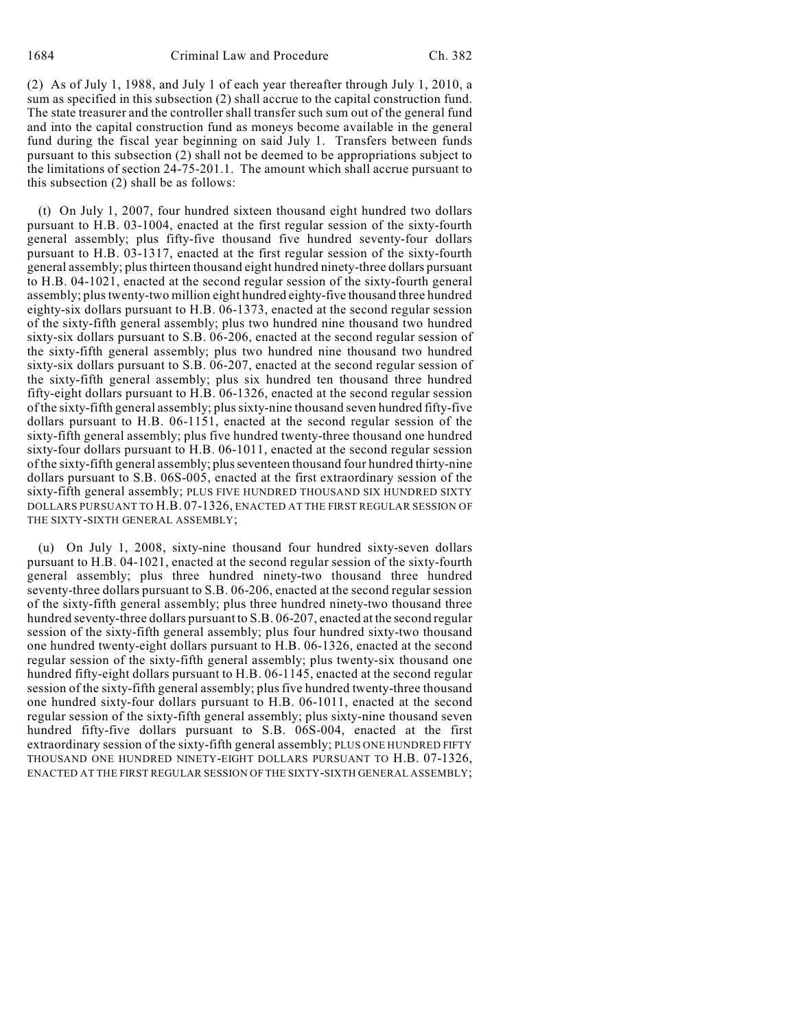(2) As of July 1, 1988, and July 1 of each year thereafter through July 1, 2010, a sum as specified in this subsection (2) shall accrue to the capital construction fund. The state treasurer and the controller shall transfer such sum out of the general fund and into the capital construction fund as moneys become available in the general fund during the fiscal year beginning on said July 1. Transfers between funds pursuant to this subsection (2) shall not be deemed to be appropriations subject to the limitations of section 24-75-201.1. The amount which shall accrue pursuant to this subsection (2) shall be as follows:

(t) On July 1, 2007, four hundred sixteen thousand eight hundred two dollars pursuant to H.B. 03-1004, enacted at the first regular session of the sixty-fourth general assembly; plus fifty-five thousand five hundred seventy-four dollars pursuant to H.B. 03-1317, enacted at the first regular session of the sixty-fourth general assembly; plus thirteen thousand eight hundred ninety-three dollars pursuant to H.B. 04-1021, enacted at the second regular session of the sixty-fourth general assembly; plus twenty-two million eight hundred eighty-five thousand three hundred eighty-six dollars pursuant to H.B. 06-1373, enacted at the second regular session of the sixty-fifth general assembly; plus two hundred nine thousand two hundred sixty-six dollars pursuant to S.B. 06-206, enacted at the second regular session of the sixty-fifth general assembly; plus two hundred nine thousand two hundred sixty-six dollars pursuant to S.B. 06-207, enacted at the second regular session of the sixty-fifth general assembly; plus six hundred ten thousand three hundred fifty-eight dollars pursuant to H.B. 06-1326, enacted at the second regular session of the sixty-fifth general assembly; plus sixty-nine thousand seven hundred fifty-five dollars pursuant to H.B. 06-1151, enacted at the second regular session of the sixty-fifth general assembly; plus five hundred twenty-three thousand one hundred sixty-four dollars pursuant to H.B. 06-1011, enacted at the second regular session of the sixty-fifth general assembly; plus seventeen thousand four hundred thirty-nine dollars pursuant to S.B. 06S-005, enacted at the first extraordinary session of the sixty-fifth general assembly; PLUS FIVE HUNDRED THOUSAND SIX HUNDRED SIXTY DOLLARS PURSUANT TO H.B. 07-1326, ENACTED AT THE FIRST REGULAR SESSION OF THE SIXTY-SIXTH GENERAL ASSEMBLY;

(u) On July 1, 2008, sixty-nine thousand four hundred sixty-seven dollars pursuant to H.B. 04-1021, enacted at the second regular session of the sixty-fourth general assembly; plus three hundred ninety-two thousand three hundred seventy-three dollars pursuant to S.B. 06-206, enacted at the second regular session of the sixty-fifth general assembly; plus three hundred ninety-two thousand three hundred seventy-three dollars pursuant to S.B. 06-207, enacted at the second regular session of the sixty-fifth general assembly; plus four hundred sixty-two thousand one hundred twenty-eight dollars pursuant to H.B. 06-1326, enacted at the second regular session of the sixty-fifth general assembly; plus twenty-six thousand one hundred fifty-eight dollars pursuant to H.B. 06-1145, enacted at the second regular session of the sixty-fifth general assembly; plus five hundred twenty-three thousand one hundred sixty-four dollars pursuant to H.B. 06-1011, enacted at the second regular session of the sixty-fifth general assembly; plus sixty-nine thousand seven hundred fifty-five dollars pursuant to S.B. 06S-004, enacted at the first extraordinary session of the sixty-fifth general assembly; PLUS ONE HUNDRED FIFTY THOUSAND ONE HUNDRED NINETY-EIGHT DOLLARS PURSUANT TO H.B. 07-1326, ENACTED AT THE FIRST REGULAR SESSION OF THE SIXTY-SIXTH GENERAL ASSEMBLY;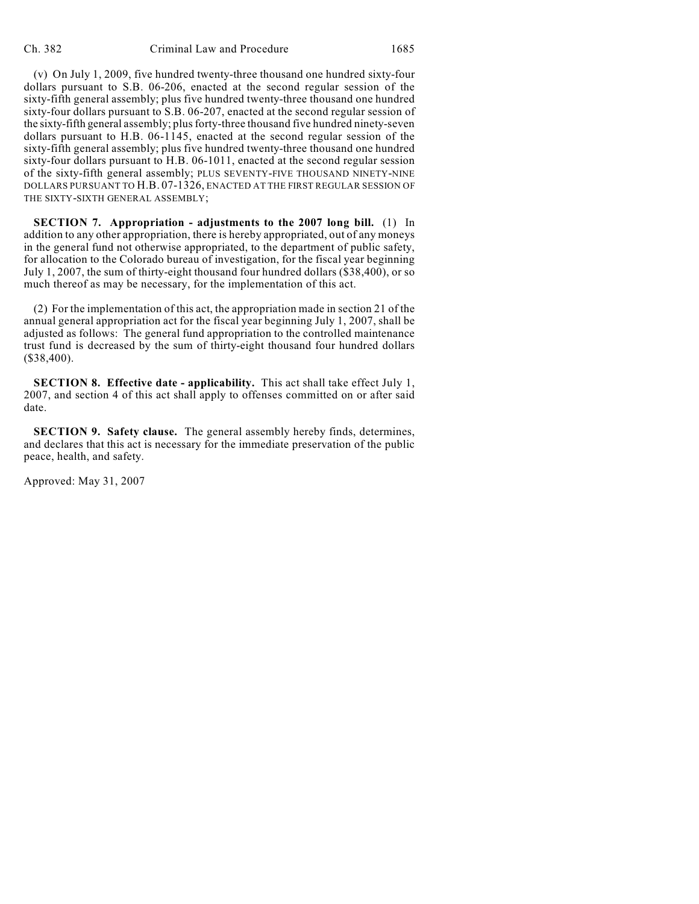(v) On July 1, 2009, five hundred twenty-three thousand one hundred sixty-four dollars pursuant to S.B. 06-206, enacted at the second regular session of the sixty-fifth general assembly; plus five hundred twenty-three thousand one hundred sixty-four dollars pursuant to S.B. 06-207, enacted at the second regular session of the sixty-fifth general assembly; plus forty-three thousand five hundred ninety-seven dollars pursuant to H.B. 06-1145, enacted at the second regular session of the sixty-fifth general assembly; plus five hundred twenty-three thousand one hundred sixty-four dollars pursuant to H.B. 06-1011, enacted at the second regular session of the sixty-fifth general assembly; PLUS SEVENTY-FIVE THOUSAND NINETY-NINE DOLLARS PURSUANT TO H.B. 07-1326, ENACTED AT THE FIRST REGULAR SESSION OF THE SIXTY-SIXTH GENERAL ASSEMBLY;

**SECTION 7. Appropriation - adjustments to the 2007 long bill.** (1) In addition to any other appropriation, there is hereby appropriated, out of any moneys in the general fund not otherwise appropriated, to the department of public safety, for allocation to the Colorado bureau of investigation, for the fiscal year beginning July 1, 2007, the sum of thirty-eight thousand four hundred dollars ($38,400), or so much thereof as may be necessary, for the implementation of this act.

(2) For the implementation of this act, the appropriation made in section 21 of the annual general appropriation act for the fiscal year beginning July 1, 2007, shall be adjusted as follows: The general fund appropriation to the controlled maintenance trust fund is decreased by the sum of thirty-eight thousand four hundred dollars ($38,400).

**SECTION 8. Effective date - applicability.** This act shall take effect July 1, 2007, and section 4 of this act shall apply to offenses committed on or after said date.

**SECTION 9. Safety clause.** The general assembly hereby finds, determines, and declares that this act is necessary for the immediate preservation of the public peace, health, and safety.

Approved: May 31, 2007